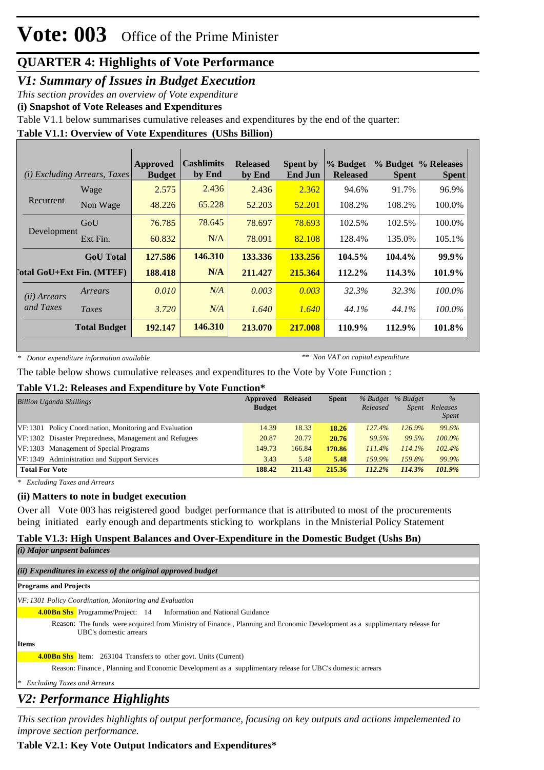# Vote: 003 Office of the Prime Minister

## QUARTER 4: Highlights of Vote Performance

### *V1: Summary of Issues in Budget Execution*

*This section provides an overview of Vote expenditure*

**(i) Snapshot of Vote Releases and Expenditures**

Table V1.1 below summarises cumulative releases and expenditures by the end of the quarter:

**Table V1.1: Overview of Vote Expenditures (UShs Billion)**

| *(i) Excluding Arrears, Taxes* | | Approved Budget | Cashlimits by End | Released by End | Spent by End Jun | % Budget Released | % Budget Spent | % Releases Spent |
|---|---|---|---|---|---|---|---|---|
| Recurrent | Wage | 2.575 | 2.436 | 2.436 | 2.362 | 94.6% | 91.7% | 96.9% |
| | Non Wage | 48.226 | 65.228 | 52.203 | 52.201 | 108.2% | 108.2% | 100.0% |
| Development | GoU | 76.785 | 78.645 | 78.697 | 78.693 | 102.5% | 102.5% | 100.0% |
| | Ext Fin. | 60.832 | N/A | 78.091 | 82.108 | 128.4% | 135.0% | 105.1% |
| | **GoU Total** | **127.586** | **146.310** | **133.336** | **133.256** | **104.5%** | **104.4%** | **99.9%** |
| **Total GoU+Ext Fin. (MTEF)** | | **188.418** | **N/A** | **211.427** | **215.364** | **112.2%** | **114.3%** | **101.9%** |
| *(ii) Arrears and Taxes* | *Arrears* | *0.010* | *N/A* | *0.003* | *0.003* | *32.3%* | *32.3%* | *100.0%* |
| | *Taxes* | *3.720* | *N/A* | *1.640* | *1.640* | *44.1%* | *44.1%* | *100.0%* |
| | **Total Budget** | **192.147** | **146.310** | **213.070** | **217.008** | **110.9%** | **112.9%** | **101.8%** |

*\* Donor expenditure information available* *\*\* Non VAT on capital expenditure*

The table below shows cumulative releases and expenditures to the Vote by Vote Function :

**Table V1.2: Releases and Expenditure by Vote Function***

| *Billion Uganda Shillings* | Approved Budget | Released | Spent | *% Budget Released* | *% Budget Spent* | *% Releases Spent* |
|---|---|---|---|---|---|---|
| VF:1301 Policy Coordination, Monitoring and Evaluation | 14.39 | 18.33 | **18.26** | *127.4%* | *126.9%* | *99.6%* |
| VF:1302 Disaster Preparedness, Management and Refugees | 20.87 | 20.77 | **20.76** | *99.5%* | *99.5%* | *100.0%* |
| VF:1303 Management of Special Programs | 149.73 | 166.84 | **170.86** | *111.4%* | *114.1%* | *102.4%* |
| VF:1349 Administration and Support Services | 3.43 | 5.48 | **5.48** | *159.9%* | *159.8%* | *99.9%* |
| **Total For Vote** | **188.42** | **211.43** | **215.36** | ***112.2%*** | ***114.3%*** | ***101.9%*** |

*\* Excluding Taxes and Arrears*

**(ii) Matters to note in budget execution**

Over all Vote 003 has reigistered good budget performance that is attributed to most of the procurements being initiated early enough and departments sticking to workplans in the Mnisterial Policy Statement

**Table V1.3: High Unspent Balances and Over-Expenditure in the Domestic Budget (Ushs Bn)**

***(i) Major unpsent balances***

***(ii) Expenditures in excess of the original approved budget***

**Programs and Projects**

*VF:1301 Policy Coordination, Monitoring and Evaluation*

**4.00Bn Shs** Programme/Project: 14 Information and National Guidance

Reason: The funds were acquired from Ministry of Finance , Planning and Economic Development as a supplimentary release for UBC's domestic arrears

**Items**

**4.00Bn Shs** Item: 263104 Transfers to other govt. Units (Current)

Reason: Finance , Planning and Economic Development as a supplimentary release for UBC's domestic arrears

*\* Excluding Taxes and Arrears*

### *V2: Performance Highlights*

*This section provides highlights of output performance, focusing on key outputs and actions impelemented to improve section performance.*

**Table V2.1: Key Vote Output Indicators and Expenditures***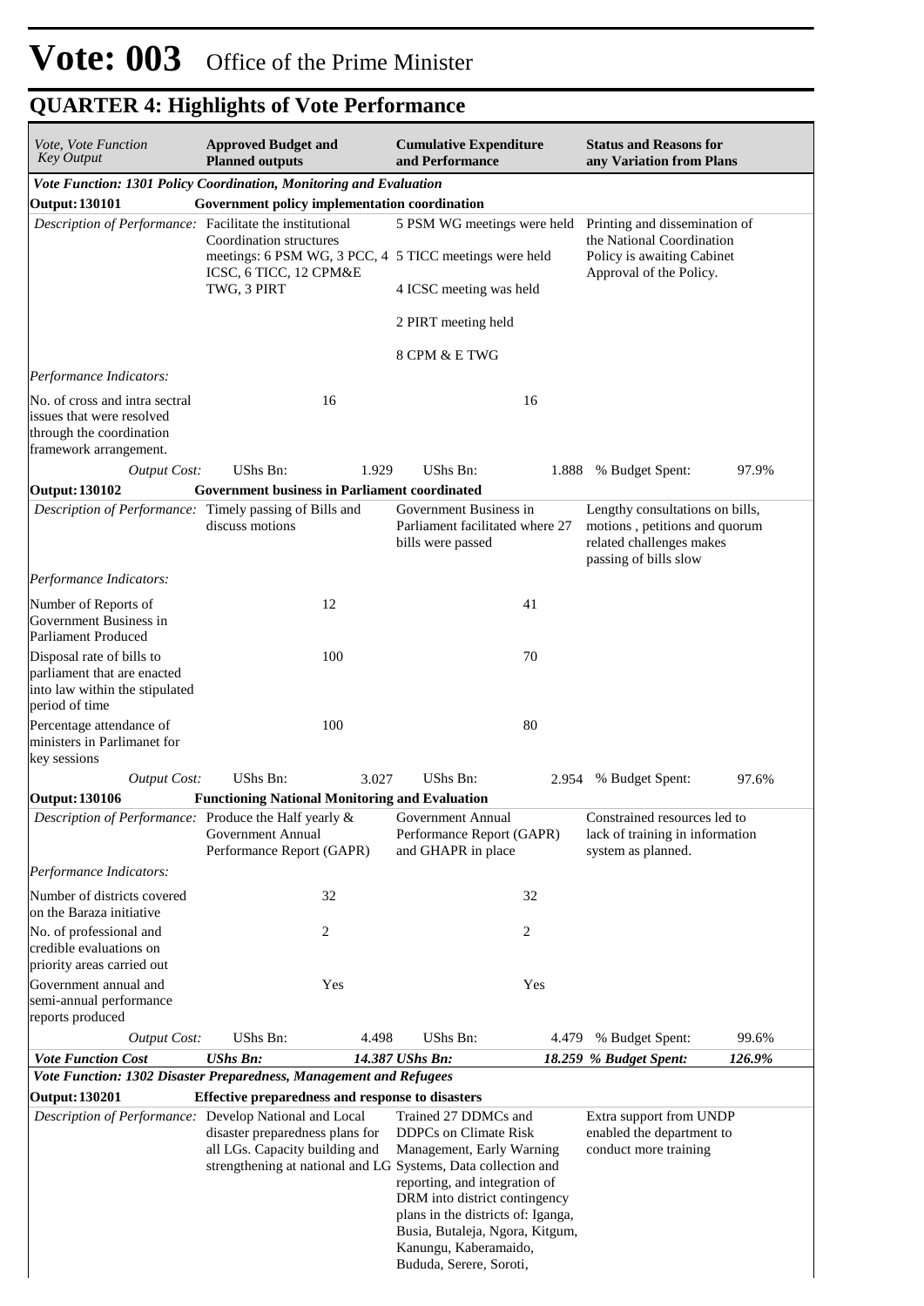# Vote: 003 Office of the Prime Minister

## QUARTER 4: Highlights of Vote Performance

| *Vote, Vote Function Key Output* | **Approved Budget and Planned outputs** | | **Cumulative Expenditure and Performance** | | **Status and Reasons for any Variation from Plans** | |
|---|---|---|---|---|---|---|
| ***Vote Function: 1301 Policy Coordination, Monitoring and Evaluation*** | | | | | | |
| **Output: 130101** | **Government policy implementation coordination** | | | | | |
| *Description of Performance:* | Facilitate the institutional Coordination structures meetings: 6 PSM WG, 3 PCC, 4 ICSC, 6 TICC, 12 CPM&E TWG, 3 PIRT | | 5 PSM WG meetings were held<br><br>5 TICC meetings were held<br><br>4 ICSC meeting was held<br><br>2 PIRT meeting held<br><br>8 CPM & E TWG | | Printing and dissemination of the National Coordination Policy is awaiting Cabinet Approval of the Policy. | |
| *Performance Indicators:* | | | | | | |
| No. of cross and intra sectral issues that were resolved through the coordination framework arrangement. | | 16 | | 16 | | |
| *Output Cost:* | UShs Bn: | 1.929 | UShs Bn: | 1.888 | % Budget Spent: | 97.9% |
| **Output: 130102** | **Government business in Parliament coordinated** | | | | | |
| *Description of Performance:* | Timely passing of Bills and discuss motions | | Government Business in Parliament facilitated where 27 bills were passed | | Lengthy consultations on bills, motions , petitions and quorum related challenges makes passing of bills slow | |
| *Performance Indicators:* | | | | | | |
| Number of Reports of Government Business in Parliament Produced | | 12 | | 41 | | |
| Disposal rate of bills to parliament that are enacted into law within the stipulated period of time | | 100 | | 70 | | |
| Percentage attendance of ministers in Parlimanet for key sessions | | 100 | | 80 | | |
| *Output Cost:* | UShs Bn: | 3.027 | UShs Bn: | 2.954 | % Budget Spent: | 97.6% |
| **Output: 130106** | **Functioning National Monitoring and Evaluation** | | | | | |
| *Description of Performance:* | Produce the Half yearly & Government Annual Performance Report (GAPR) | | Government Annual Performance Report (GAPR) and GHAPR in place | | Constrained resources led to lack of training in information system as planned. | |
| *Performance Indicators:* | | | | | | |
| Number of districts covered on the Baraza initiative | | 32 | | 32 | | |
| No. of professional and credible evaluations on priority areas carried out | | 2 | | 2 | | |
| Government annual and semi-annual performance reports produced | | Yes | | Yes | | |
| *Output Cost:* | UShs Bn: | 4.498 | UShs Bn: | 4.479 | % Budget Spent: | 99.6% |
| ***Vote Function Cost*** | ***UShs Bn:*** | ***14.387*** | ***UShs Bn:*** | ***18.259*** | ***% Budget Spent:*** | ***126.9%*** |
| ***Vote Function: 1302 Disaster Preparedness, Management and Refugees*** | | | | | | |
| **Output: 130201** | **Effective preparedness and response to disasters** | | | | | |
| *Description of Performance:* | Develop National and Local disaster preparedness plans for all LGs. Capacity building and strengthening at national and LG | | Trained 27 DDMCs and DDPCs on Climate Risk Management, Early Warning Systems, Data collection and reporting, and integration of DRM into district contingency plans in the districts of: Iganga, Busia, Butaleja, Ngora, Kitgum, Kanungu, Kaberamaido, Bududa, Serere, Soroti, | | Extra support from UNDP enabled the department to conduct more training | |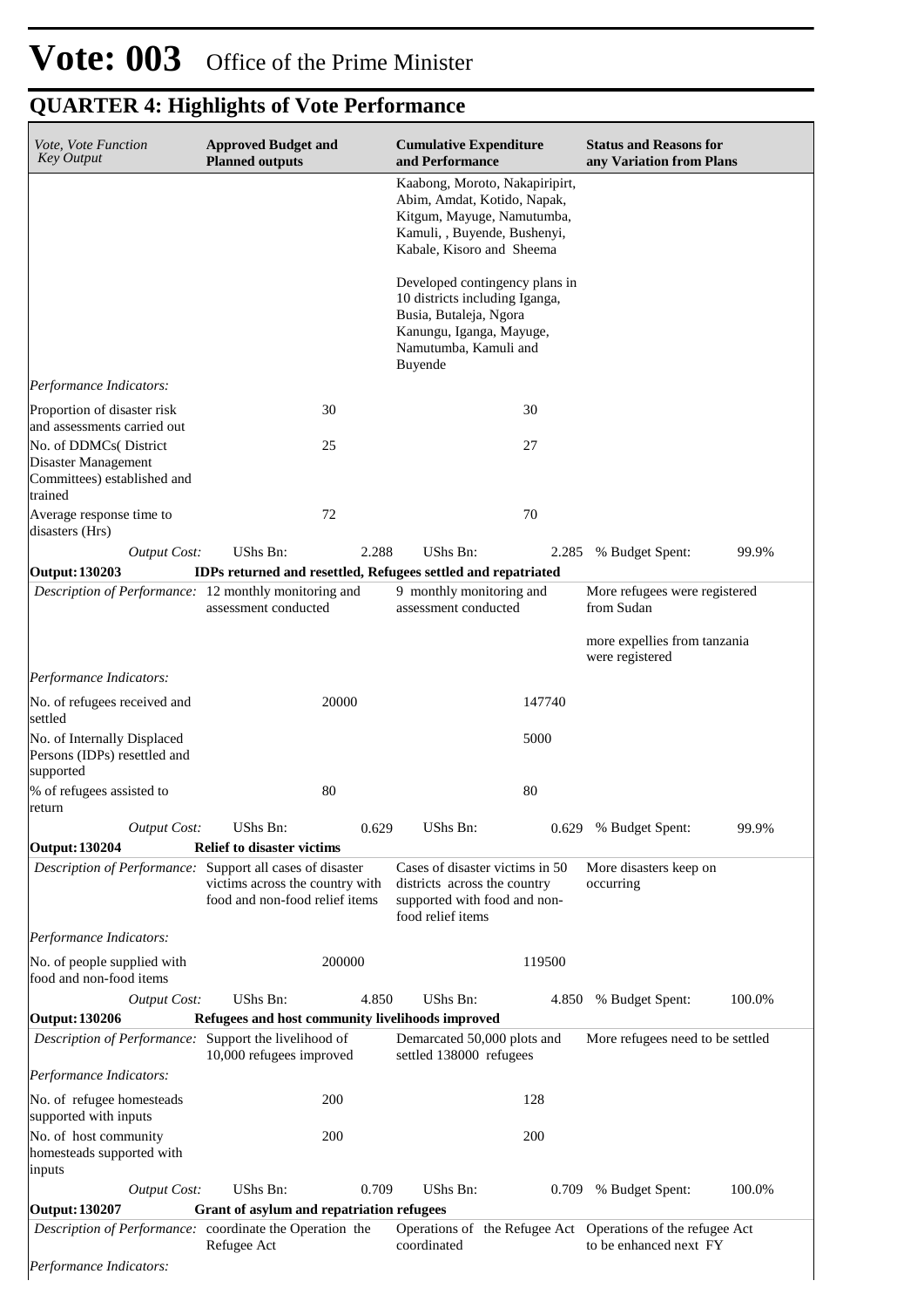# Vote: 003 Office of the Prime Minister

## QUARTER 4: Highlights of Vote Performance

| *Vote, Vote Function Key Output* | **Approved Budget and Planned outputs** | | **Cumulative Expenditure and Performance** | | **Status and Reasons for any Variation from Plans** | |
|---|---|---|---|---|---|---|
| | | | Kaabong, Moroto, Nakapiripirt, Abim, Amdat, Kotido, Napak, Kitgum, Mayuge, Namutumba, Kamuli, , Buyende, Bushenyi, Kabale, Kisoro and Sheema<br><br>Developed contingency plans in 10 districts including Iganga, Busia, Butaleja, Ngora Kanungu, Iganga, Mayuge, Namutumba, Kamuli and Buyende | | | |
| *Performance Indicators:* | | | | | | |
| Proportion of disaster risk and assessments carried out | | 30 | | 30 | | |
| No. of DDMCs( District Disaster Management Committees) established and trained | | 25 | | 27 | | |
| Average response time to disasters (Hrs) | | 72 | | 70 | | |
| *Output Cost:* | UShs Bn: | 2.288 | UShs Bn: | 2.285 | % Budget Spent: | 99.9% |
| **Output: 130203** | **IDPs returned and resettled, Refugees settled and repatriated** | | | | | |
| *Description of Performance:* | 12 monthly monitoring and assessment conducted | | 9 monthly monitoring and assessment conducted | | More refugees were registered from Sudan<br><br>more expellies from tanzania were registered | |
| *Performance Indicators:* | | | | | | |
| No. of refugees received and settled | | 20000 | | 147740 | | |
| No. of Internally Displaced Persons (IDPs) resettled and supported | | | | 5000 | | |
| % of refugees assisted to return | | 80 | | 80 | | |
| *Output Cost:* | UShs Bn: | 0.629 | UShs Bn: | 0.629 | % Budget Spent: | 99.9% |
| **Output: 130204** | **Relief to disaster victims** | | | | | |
| *Description of Performance:* | Support all cases of disaster victims across the country with food and non-food relief items | | Cases of disaster victims in 50 districts across the country supported with food and non-food relief items | | More disasters keep on occurring | |
| *Performance Indicators:* | | | | | | |
| No. of people supplied with food and non-food items | | 200000 | | 119500 | | |
| *Output Cost:* | UShs Bn: | 4.850 | UShs Bn: | 4.850 | % Budget Spent: | 100.0% |
| **Output: 130206** | **Refugees and host community livelihoods improved** | | | | | |
| *Description of Performance:* | Support the livelihood of 10,000 refugees improved | | Demarcated 50,000 plots and settled 138000 refugees | | More refugees need to be settled | |
| *Performance Indicators:* | | | | | | |
| No. of refugee homesteads supported with inputs | | 200 | | 128 | | |
| No. of host community homesteads supported with inputs | | 200 | | 200 | | |
| *Output Cost:* | UShs Bn: | 0.709 | UShs Bn: | 0.709 | % Budget Spent: | 100.0% |
| **Output: 130207** | **Grant of asylum and repatriation refugees** | | | | | |
| *Description of Performance:* | coordinate the Operation the Refugee Act | | Operations of the Refugee Act coordinated | | Operations of the refugee Act to be enhanced next FY | |
| *Performance Indicators:* | | | | | | |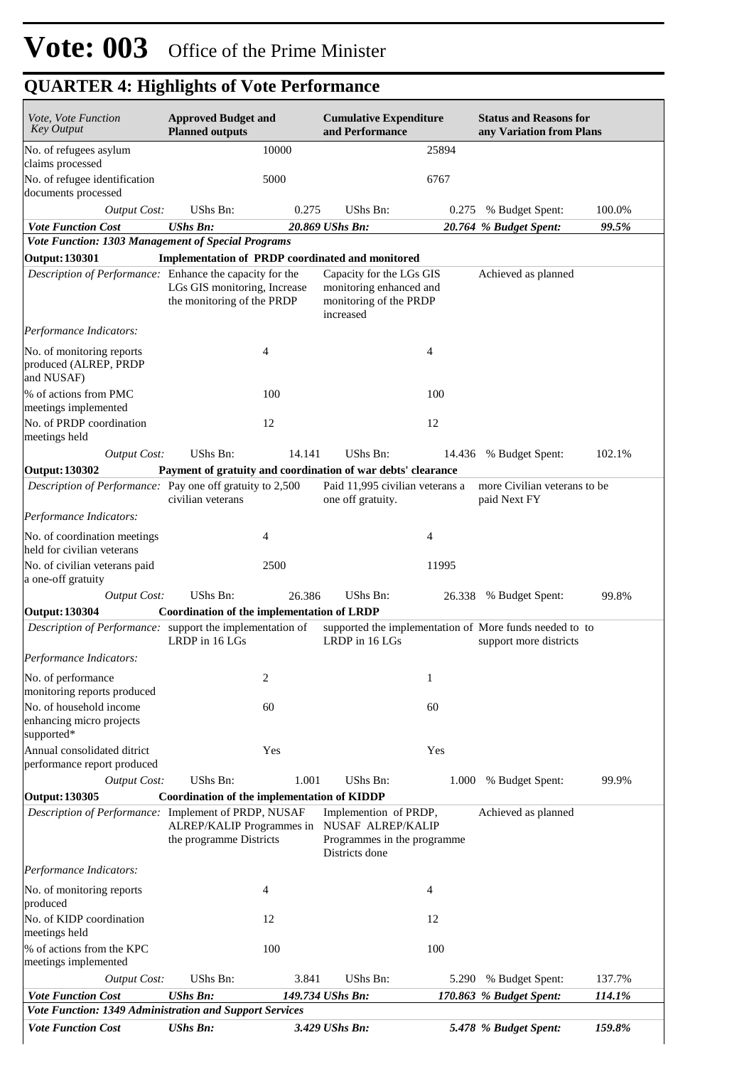# Vote: 003 Office of the Prime Minister

## QUARTER 4: Highlights of Vote Performance

| *Vote, Vote Function Key Output* | **Approved Budget and Planned outputs** | | **Cumulative Expenditure and Performance** | | **Status and Reasons for any Variation from Plans** | |
|---|---|---|---|---|---|---|
| No. of refugees asylum claims processed | | 10000 | | 25894 | | |
| No. of refugee identification documents processed | | 5000 | | 6767 | | |
| *Output Cost:* | UShs Bn: | 0.275 | UShs Bn: | 0.275 | % Budget Spent: | 100.0% |
| ***Vote Function Cost*** | ***UShs Bn:*** | ***20.869*** | ***UShs Bn:*** | ***20.764*** | ***% Budget Spent:*** | ***99.5%*** |
| ***Vote Function: 1303 Management of Special Programs*** | | | | | | |
| **Output: 130301** | **Implementation of PRDP coordinated and monitored** | | | | | |
| *Description of Performance:* | Enhance the capacity for the LGs GIS monitoring, Increase the monitoring of the PRDP | | Capacity for the LGs GIS monitoring enhanced and monitoring of the PRDP increased | | Achieved as planned | |
| *Performance Indicators:* | | | | | | |
| No. of monitoring reports produced (ALREP, PRDP and NUSAF) | | 4 | | 4 | | |
| % of actions from PMC meetings implemented | | 100 | | 100 | | |
| No. of PRDP coordination meetings held | | 12 | | 12 | | |
| *Output Cost:* | UShs Bn: | 14.141 | UShs Bn: | 14.436 | % Budget Spent: | 102.1% |
| **Output: 130302** | **Payment of gratuity and coordination of war debts' clearance** | | | | | |
| *Description of Performance:* | Pay one off gratuity to 2,500 civilian veterans | | Paid 11,995 civilian veterans a one off gratuity. | | more Civilian veterans to be paid Next FY | |
| *Performance Indicators:* | | | | | | |
| No. of coordination meetings held for civilian veterans | | 4 | | 4 | | |
| No. of civilian veterans paid a one-off gratuity | | 2500 | | 11995 | | |
| *Output Cost:* | UShs Bn: | 26.386 | UShs Bn: | 26.338 | % Budget Spent: | 99.8% |
| **Output: 130304** | **Coordination of the implementation of LRDP** | | | | | |
| *Description of Performance:* | support the implementation of LRDP in 16 LGs | | supported the implementation of LRDP in 16 LGs | | More funds needed to to support more districts | |
| *Performance Indicators:* | | | | | | |
| No. of performance monitoring reports produced | | 2 | | 1 | | |
| No. of household income enhancing micro projects supported* | | 60 | | 60 | | |
| Annual consolidated dictrict performance report produced | | Yes | | Yes | | |
| *Output Cost:* | UShs Bn: | 1.001 | UShs Bn: | 1.000 | % Budget Spent: | 99.9% |
| **Output: 130305** | **Coordination of the implementation of KIDDP** | | | | | |
| *Description of Performance:* | Implement of PRDP, NUSAF ALREP/KALIP Programmes in the programme Districts | | Implemention of PRDP, NUSAF ALREP/KALIP Programmes in the programme Districts done | | Achieved as planned | |
| *Performance Indicators:* | | | | | | |
| No. of monitoring reports produced | | 4 | | 4 | | |
| No. of KIDP coordination meetings held | | 12 | | 12 | | |
| % of actions from the KPC meetings implemented | | 100 | | 100 | | |
| *Output Cost:* | UShs Bn: | 3.841 | UShs Bn: | 5.290 | % Budget Spent: | 137.7% |
| ***Vote Function Cost*** | ***UShs Bn:*** | ***149.734*** | ***UShs Bn:*** | ***170.863*** | ***% Budget Spent:*** | ***114.1%*** |
| ***Vote Function: 1349 Administration and Support Services*** | | | | | | |
| ***Vote Function Cost*** | ***UShs Bn:*** | ***3.429*** | ***UShs Bn:*** | ***5.478*** | ***% Budget Spent:*** | ***159.8%*** |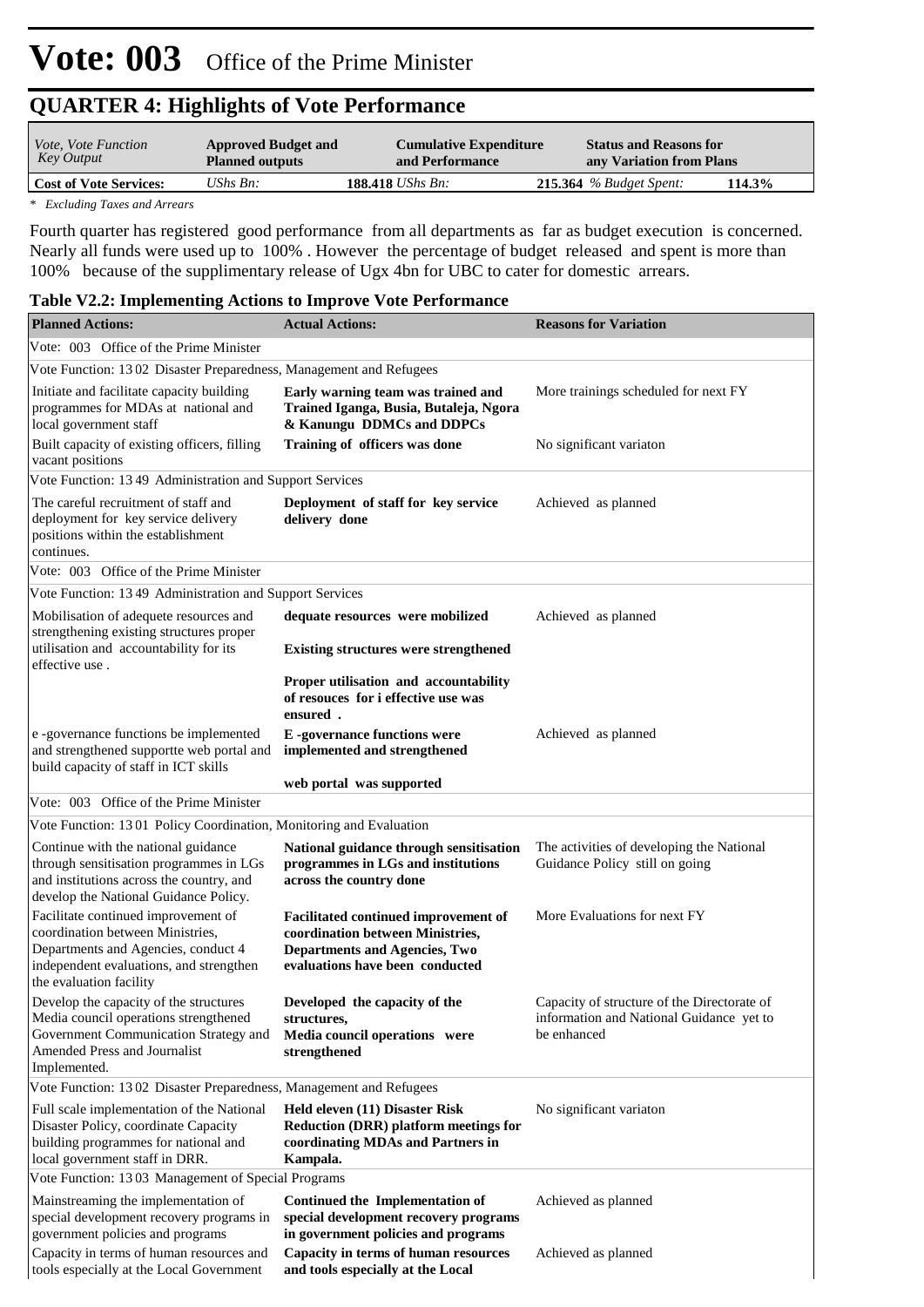# Vote: 003 Office of the Prime Minister

## QUARTER 4: Highlights of Vote Performance

| *Vote, Vote Function Key Output* | **Approved Budget and Planned outputs** | **Cumulative Expenditure and Performance** | **Status and Reasons for any Variation from Plans** |
|---|---|---|---|
| **Cost of Vote Services:** | *UShs Bn:* **188.418** | *UShs Bn:* **215.364** | *% Budget Spent:* **114.3%** |

*\* Excluding Taxes and Arrears*

Fourth quarter has registered good performance from all departments as far as budget execution is concerned. Nearly all funds were used up to 100% . However the percentage of budget released and spent is more than 100% because of the supplimentary release of Ugx 4bn for UBC to cater for domestic arrears.

### Table V2.2: Implementing Actions to Improve Vote Performance

| Planned Actions: | Actual Actions: | Reasons for Variation |
|---|---|---|
| Vote: 003 Office of the Prime Minister | | |
| Vote Function: 13 02 Disaster Preparedness, Management and Refugees | | |
| Initiate and facilitate capacity building programmes for MDAs at national and local government staff | **Early warning team was trained and Trained Iganga, Busia, Butaleja, Ngora & Kanungu DDMCs and DDPCs** | More trainings scheduled for next FY |
| Built capacity of existing officers, filling vacant positions | **Training of officers was done** | No significant variaton |
| Vote Function: 13 49 Administration and Support Services | | |
| The careful recruitment of staff and deployment for key service delivery positions within the establishment continues. | **Deployment of staff for key service delivery done** | Achieved as planned |
| Vote: 003 Office of the Prime Minister | | |
| Vote Function: 13 49 Administration and Support Services | | |
| Mobilisation of adequete resources and strengthening existing structures proper utilisation and accountability for its effective use . | **dequate resources were mobilized**<br><br>**Existing structures were strengthened**<br><br>**Proper utilisation and accountability of resouces for i effective use was ensured .** | Achieved as planned |
| e -governance functions be implemented and strengthened supportte web portal and build capacity of staff in ICT skills | **E -governance functions were implemented and strengthened**<br><br>**web portal was supported** | Achieved as planned |
| Vote: 003 Office of the Prime Minister | | |
| Vote Function: 13 01 Policy Coordination, Monitoring and Evaluation | | |
| Continue with the national guidance through sensitisation programmes in LGs and institutions across the country, and develop the National Guidance Policy. | **National guidance through sensitisation programmes in LGs and institutions across the country done** | The activities of developing the National Guidance Policy still on going |
| Facilitate continued improvement of coordination between Ministries, Departments and Agencies, conduct 4 independent evaluations, and strengthen the evaluation facility | **Facilitated continued improvement of coordination between Ministries, Departments and Agencies, Two evaluations have been conducted** | More Evaluations for next FY |
| Develop the capacity of the structures Media council operations strengthened Government Communication Strategy and Amended Press and Journalist Implemented. | **Developed the capacity of the structures,**<br>**Media council operations were strengthened** | Capacity of structure of the Directorate of information and National Guidance yet to be enhanced |
| Vote Function: 13 02 Disaster Preparedness, Management and Refugees | | |
| Full scale implementation of the National Disaster Policy, coordinate Capacity building programmes for national and local government staff in DRR. | **Held eleven (11) Disaster Risk Reduction (DRR) platform meetings for coordinating MDAs and Partners in Kampala.** | No significant variaton |
| Vote Function: 13 03 Management of Special Programs | | |
| Mainstreaming the implementation of special development recovery programs in government policies and programs | **Continued the Implementation of special development recovery programs in government policies and programs** | Achieved as planned |
| Capacity in terms of human resources and tools especially at the Local Government | **Capacity in terms of human resources and tools especially at the Local** | Achieved as planned |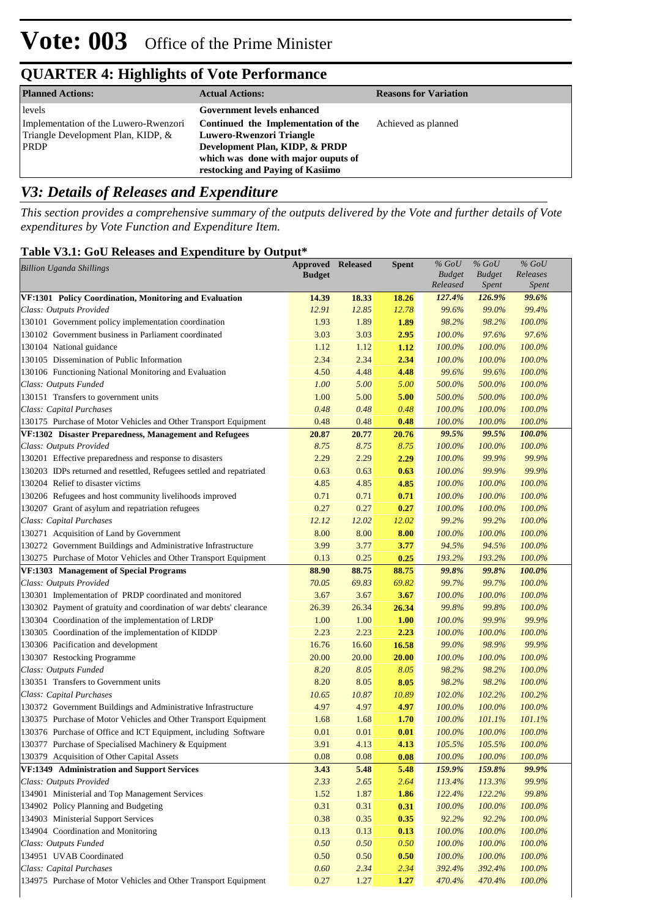# Vote: 003 Office of the Prime Minister

## QUARTER 4: Highlights of Vote Performance

| Planned Actions: | Actual Actions: | Reasons for Variation |
|---|---|---|
| levels | **Government levels enhanced** | |
| Implementation of the Luwero-Rwenzori Triangle Development Plan, KIDP, & PRDP | **Continued the Implementation of the Luwero-Rwenzori Triangle Development Plan, KIDP, & PRDP which was done with major ouputs of restocking and Paying of Kasiimo** | Achieved as planned |

## *V3: Details of Releases and Expenditure*

*This section provides a comprehensive summary of the outputs delivered by the Vote and further details of Vote expenditures by Vote Function and Expenditure Item.*

### Table V3.1: GoU Releases and Expenditure by Output*

| *Billion Uganda Shillings* | Approved Budget | Released | Spent | % GoU Budget Released | % GoU Budget Spent | % GoU Releases Spent |
|---|---|---|---|---|---|---|
| **VF:1301 Policy Coordination, Monitoring and Evaluation** | **14.39** | **18.33** | **18.26** | ***127.4%*** | ***126.9%*** | ***99.6%*** |
| *Class: Outputs Provided* | *12.91* | *12.85* | *12.78* | *99.6%* | *99.0%* | *99.4%* |
| 130101 Government policy implementation coordination | 1.93 | 1.89 | **1.89** | *98.2%* | *98.2%* | *100.0%* |
| 130102 Government business in Parliament coordinated | 3.03 | 3.03 | **2.95** | *100.0%* | *97.6%* | *97.6%* |
| 130104 National guidance | 1.12 | 1.12 | **1.12** | *100.0%* | *100.0%* | *100.0%* |
| 130105 Dissemination of Public Information | 2.34 | 2.34 | **2.34** | *100.0%* | *100.0%* | *100.0%* |
| 130106 Functioning National Monitoring and Evaluation | 4.50 | 4.48 | **4.48** | *99.6%* | *99.6%* | *100.0%* |
| *Class: Outputs Funded* | *1.00* | *5.00* | *5.00* | *500.0%* | *500.0%* | *100.0%* |
| 130151 Transfers to government units | 1.00 | 5.00 | **5.00** | *500.0%* | *500.0%* | *100.0%* |
| *Class: Capital Purchases* | *0.48* | *0.48* | *0.48* | *100.0%* | *100.0%* | *100.0%* |
| 130175 Purchase of Motor Vehicles and Other Transport Equipment | 0.48 | 0.48 | **0.48** | *100.0%* | *100.0%* | *100.0%* |
| **VF:1302 Disaster Preparedness, Management and Refugees** | **20.87** | **20.77** | **20.76** | ***99.5%*** | ***99.5%*** | ***100.0%*** |
| *Class: Outputs Provided* | *8.75* | *8.75* | *8.75* | *100.0%* | *100.0%* | *100.0%* |
| 130201 Effective preparedness and response to disasters | 2.29 | 2.29 | **2.29** | *100.0%* | *99.9%* | *99.9%* |
| 130203 IDPs returned and resettled, Refugees settled and repatriated | 0.63 | 0.63 | **0.63** | *100.0%* | *99.9%* | *99.9%* |
| 130204 Relief to disaster victims | 4.85 | 4.85 | **4.85** | *100.0%* | *100.0%* | *100.0%* |
| 130206 Refugees and host community livelihoods improved | 0.71 | 0.71 | **0.71** | *100.0%* | *100.0%* | *100.0%* |
| 130207 Grant of asylum and repatriation refugees | 0.27 | 0.27 | **0.27** | *100.0%* | *100.0%* | *100.0%* |
| *Class: Capital Purchases* | *12.12* | *12.02* | *12.02* | *99.2%* | *99.2%* | *100.0%* |
| 130271 Acquisition of Land by Government | 8.00 | 8.00 | **8.00** | *100.0%* | *100.0%* | *100.0%* |
| 130272 Government Buildings and Administrative Infrastructure | 3.99 | 3.77 | **3.77** | *94.5%* | *94.5%* | *100.0%* |
| 130275 Purchase of Motor Vehicles and Other Transport Equipment | 0.13 | 0.25 | **0.25** | *193.2%* | *193.2%* | *100.0%* |
| **VF:1303 Management of Special Programs** | **88.90** | **88.75** | **88.75** | ***99.8%*** | ***99.8%*** | ***100.0%*** |
| *Class: Outputs Provided* | *70.05* | *69.83* | *69.82* | *99.7%* | *99.7%* | *100.0%* |
| 130301 Implementation of PRDP coordinated and monitored | 3.67 | 3.67 | **3.67** | *100.0%* | *100.0%* | *100.0%* |
| 130302 Payment of gratuity and coordination of war debts' clearance | 26.39 | 26.34 | **26.34** | *99.8%* | *99.8%* | *100.0%* |
| 130304 Coordination of the implementation of LRDP | 1.00 | 1.00 | **1.00** | *100.0%* | *99.9%* | *99.9%* |
| 130305 Coordination of the implementation of KIDDP | 2.23 | 2.23 | **2.23** | *100.0%* | *100.0%* | *100.0%* |
| 130306 Pacification and development | 16.76 | 16.60 | **16.58** | *99.0%* | *98.9%* | *99.9%* |
| 130307 Restocking Programme | 20.00 | 20.00 | **20.00** | *100.0%* | *100.0%* | *100.0%* |
| *Class: Outputs Funded* | *8.20* | *8.05* | *8.05* | *98.2%* | *98.2%* | *100.0%* |
| 130351 Transfers to Government units | 8.20 | 8.05 | **8.05** | *98.2%* | *98.2%* | *100.0%* |
| *Class: Capital Purchases* | *10.65* | *10.87* | *10.89* | *102.0%* | *102.2%* | *100.2%* |
| 130372 Government Buildings and Administrative Infrastructure | 4.97 | 4.97 | **4.97** | *100.0%* | *100.0%* | *100.0%* |
| 130375 Purchase of Motor Vehicles and Other Transport Equipment | 1.68 | 1.68 | **1.70** | *100.0%* | *101.1%* | *101.1%* |
| 130376 Purchase of Office and ICT Equipment, including Software | 0.01 | 0.01 | **0.01** | *100.0%* | *100.0%* | *100.0%* |
| 130377 Purchase of Specialised Machinery & Equipment | 3.91 | 4.13 | **4.13** | *105.5%* | *105.5%* | *100.0%* |
| 130379 Acquisition of Other Capital Assets | 0.08 | 0.08 | **0.08** | *100.0%* | *100.0%* | *100.0%* |
| **VF:1349 Administration and Support Services** | **3.43** | **5.48** | **5.48** | ***159.9%*** | ***159.8%*** | ***99.9%*** |
| *Class: Outputs Provided* | *2.33* | *2.65* | *2.64* | *113.4%* | *113.3%* | *99.9%* |
| 134901 Ministerial and Top Management Services | 1.52 | 1.87 | **1.86** | *122.4%* | *122.2%* | *99.8%* |
| 134902 Policy Planning and Budgeting | 0.31 | 0.31 | **0.31** | *100.0%* | *100.0%* | *100.0%* |
| 134903 Ministerial Support Services | 0.38 | 0.35 | **0.35** | *92.2%* | *92.2%* | *100.0%* |
| 134904 Coordination and Monitoring | 0.13 | 0.13 | **0.13** | *100.0%* | *100.0%* | *100.0%* |
| *Class: Outputs Funded* | *0.50* | *0.50* | *0.50* | *100.0%* | *100.0%* | *100.0%* |
| 134951 UVAB Coordinated | 0.50 | 0.50 | **0.50** | *100.0%* | *100.0%* | *100.0%* |
| *Class: Capital Purchases* | *0.60* | *2.34* | *2.34* | *392.4%* | *392.4%* | *100.0%* |
| 134975 Purchase of Motor Vehicles and Other Transport Equipment | 0.27 | 1.27 | **1.27** | *470.4%* | *470.4%* | *100.0%* |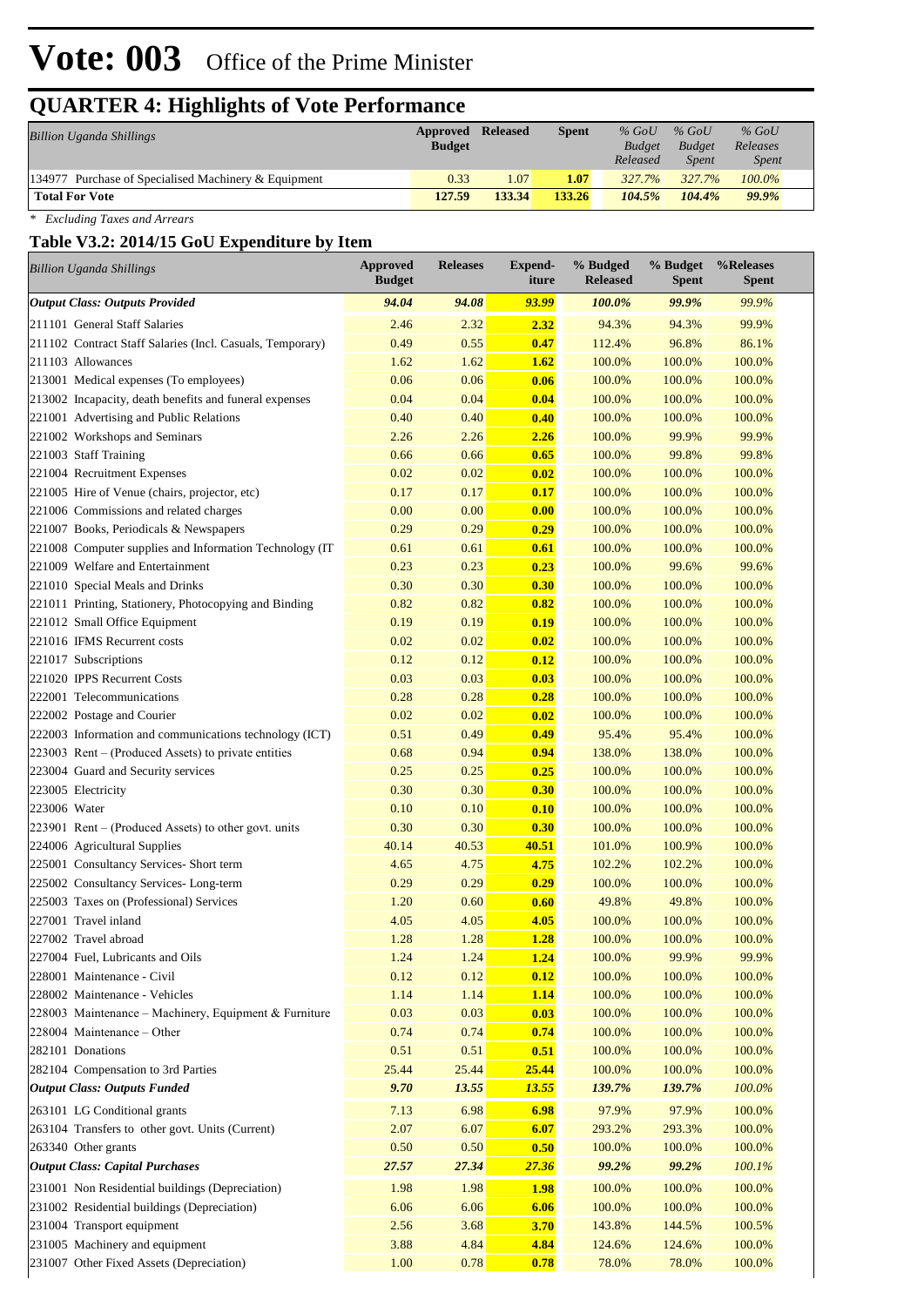# Vote: 003 Office of the Prime Minister

## QUARTER 4: Highlights of Vote Performance

| *Billion Uganda Shillings* | Approved Budget | Released | Spent | *% GoU Budget Released* | *% GoU Budget Spent* | *% GoU Releases Spent* |
|---|---|---|---|---|---|---|
| 134977 Purchase of Specialised Machinery & Equipment | 0.33 | 1.07 | **1.07** | *327.7%* | *327.7%* | *100.0%* |
| **Total For Vote** | **127.59** | **133.34** | **133.26** | ***104.5%*** | ***104.4%*** | ***99.9%*** |

*\* Excluding Taxes and Arrears*

### Table V3.2: 2014/15 GoU Expenditure by Item

| *Billion Uganda Shillings* | Approved Budget | Releases | Expend-iture | % Budgeted Released | % Budget Spent | %Releases Spent |
|---|---|---|---|---|---|---|
| ***Output Class: Outputs Provided*** | ***94.04*** | ***94.08*** | ***93.99*** | ***100.0%*** | ***99.9%*** | *99.9%* |
| 211101 General Staff Salaries | 2.46 | 2.32 | **2.32** | 94.3% | 94.3% | 99.9% |
| 211102 Contract Staff Salaries (Incl. Casuals, Temporary) | 0.49 | 0.55 | **0.47** | 112.4% | 96.8% | 86.1% |
| 211103 Allowances | 1.62 | 1.62 | **1.62** | 100.0% | 100.0% | 100.0% |
| 213001 Medical expenses (To employees) | 0.06 | 0.06 | **0.06** | 100.0% | 100.0% | 100.0% |
| 213002 Incapacity, death benefits and funeral expenses | 0.04 | 0.04 | **0.04** | 100.0% | 100.0% | 100.0% |
| 221001 Advertising and Public Relations | 0.40 | 0.40 | **0.40** | 100.0% | 100.0% | 100.0% |
| 221002 Workshops and Seminars | 2.26 | 2.26 | **2.26** | 100.0% | 99.9% | 99.9% |
| 221003 Staff Training | 0.66 | 0.66 | **0.65** | 100.0% | 99.8% | 99.8% |
| 221004 Recruitment Expenses | 0.02 | 0.02 | **0.02** | 100.0% | 100.0% | 100.0% |
| 221005 Hire of Venue (chairs, projector, etc) | 0.17 | 0.17 | **0.17** | 100.0% | 100.0% | 100.0% |
| 221006 Commissions and related charges | 0.00 | 0.00 | **0.00** | 100.0% | 100.0% | 100.0% |
| 221007 Books, Periodicals & Newspapers | 0.29 | 0.29 | **0.29** | 100.0% | 100.0% | 100.0% |
| 221008 Computer supplies and Information Technology (IT | 0.61 | 0.61 | **0.61** | 100.0% | 100.0% | 100.0% |
| 221009 Welfare and Entertainment | 0.23 | 0.23 | **0.23** | 100.0% | 99.6% | 99.6% |
| 221010 Special Meals and Drinks | 0.30 | 0.30 | **0.30** | 100.0% | 100.0% | 100.0% |
| 221011 Printing, Stationery, Photocopying and Binding | 0.82 | 0.82 | **0.82** | 100.0% | 100.0% | 100.0% |
| 221012 Small Office Equipment | 0.19 | 0.19 | **0.19** | 100.0% | 100.0% | 100.0% |
| 221016 IFMS Recurrent costs | 0.02 | 0.02 | **0.02** | 100.0% | 100.0% | 100.0% |
| 221017 Subscriptions | 0.12 | 0.12 | **0.12** | 100.0% | 100.0% | 100.0% |
| 221020 IPPS Recurrent Costs | 0.03 | 0.03 | **0.03** | 100.0% | 100.0% | 100.0% |
| 222001 Telecommunications | 0.28 | 0.28 | **0.28** | 100.0% | 100.0% | 100.0% |
| 222002 Postage and Courier | 0.02 | 0.02 | **0.02** | 100.0% | 100.0% | 100.0% |
| 222003 Information and communications technology (ICT) | 0.51 | 0.49 | **0.49** | 95.4% | 95.4% | 100.0% |
| 223003 Rent – (Produced Assets) to private entities | 0.68 | 0.94 | **0.94** | 138.0% | 138.0% | 100.0% |
| 223004 Guard and Security services | 0.25 | 0.25 | **0.25** | 100.0% | 100.0% | 100.0% |
| 223005 Electricity | 0.30 | 0.30 | **0.30** | 100.0% | 100.0% | 100.0% |
| 223006 Water | 0.10 | 0.10 | **0.10** | 100.0% | 100.0% | 100.0% |
| 223901 Rent – (Produced Assets) to other govt. units | 0.30 | 0.30 | **0.30** | 100.0% | 100.0% | 100.0% |
| 224006 Agricultural Supplies | 40.14 | 40.53 | **40.51** | 101.0% | 100.9% | 100.0% |
| 225001 Consultancy Services- Short term | 4.65 | 4.75 | **4.75** | 102.2% | 102.2% | 100.0% |
| 225002 Consultancy Services- Long-term | 0.29 | 0.29 | **0.29** | 100.0% | 100.0% | 100.0% |
| 225003 Taxes on (Professional) Services | 1.20 | 0.60 | **0.60** | 49.8% | 49.8% | 100.0% |
| 227001 Travel inland | 4.05 | 4.05 | **4.05** | 100.0% | 100.0% | 100.0% |
| 227002 Travel abroad | 1.28 | 1.28 | **1.28** | 100.0% | 100.0% | 100.0% |
| 227004 Fuel, Lubricants and Oils | 1.24 | 1.24 | **1.24** | 100.0% | 99.9% | 99.9% |
| 228001 Maintenance - Civil | 0.12 | 0.12 | **0.12** | 100.0% | 100.0% | 100.0% |
| 228002 Maintenance - Vehicles | 1.14 | 1.14 | **1.14** | 100.0% | 100.0% | 100.0% |
| 228003 Maintenance – Machinery, Equipment & Furniture | 0.03 | 0.03 | **0.03** | 100.0% | 100.0% | 100.0% |
| 228004 Maintenance – Other | 0.74 | 0.74 | **0.74** | 100.0% | 100.0% | 100.0% |
| 282101 Donations | 0.51 | 0.51 | **0.51** | 100.0% | 100.0% | 100.0% |
| 282104 Compensation to 3rd Parties | 25.44 | 25.44 | **25.44** | 100.0% | 100.0% | 100.0% |
| ***Output Class: Outputs Funded*** | ***9.70*** | ***13.55*** | ***13.55*** | ***139.7%*** | ***139.7%*** | *100.0%* |
| 263101 LG Conditional grants | 7.13 | 6.98 | **6.98** | 97.9% | 97.9% | 100.0% |
| 263104 Transfers to other govt. Units (Current) | 2.07 | 6.07 | **6.07** | 293.2% | 293.3% | 100.0% |
| 263340 Other grants | 0.50 | 0.50 | **0.50** | 100.0% | 100.0% | 100.0% |
| ***Output Class: Capital Purchases*** | ***27.57*** | ***27.34*** | ***27.36*** | ***99.2%*** | ***99.2%*** | *100.1%* |
| 231001 Non Residential buildings (Depreciation) | 1.98 | 1.98 | **1.98** | 100.0% | 100.0% | 100.0% |
| 231002 Residential buildings (Depreciation) | 6.06 | 6.06 | **6.06** | 100.0% | 100.0% | 100.0% |
| 231004 Transport equipment | 2.56 | 3.68 | **3.70** | 143.8% | 144.5% | 100.5% |
| 231005 Machinery and equipment | 3.88 | 4.84 | **4.84** | 124.6% | 124.6% | 100.0% |
| 231007 Other Fixed Assets (Depreciation) | 1.00 | 0.78 | **0.78** | 78.0% | 78.0% | 100.0% |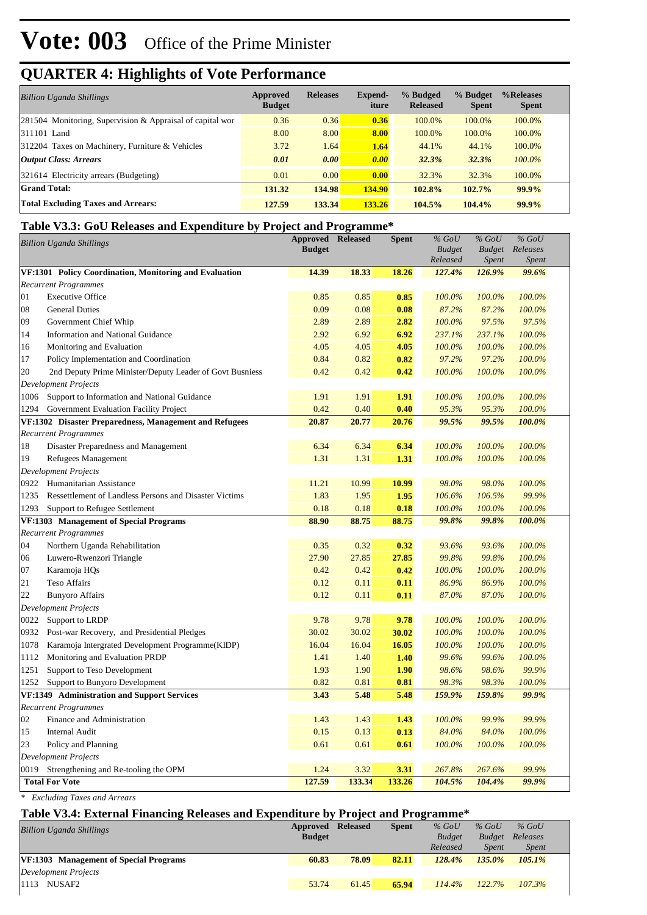# Vote: 003 Office of the Prime Minister

## QUARTER 4: Highlights of Vote Performance

| *Billion Uganda Shillings* | Approved Budget | Releases | Expend-iture | % Budged Released | % Budget Spent | %Releases Spent |
|---|---|---|---|---|---|---|
| 281504 Monitoring, Supervision & Appraisal of capital wor | 0.36 | 0.36 | **0.36** | 100.0% | 100.0% | 100.0% |
| 311101 Land | 8.00 | 8.00 | **8.00** | 100.0% | 100.0% | 100.0% |
| 312204 Taxes on Machinery, Furniture & Vehicles | 3.72 | 1.64 | **1.64** | 44.1% | 44.1% | 100.0% |
| ***Output Class: Arrears*** | ***0.01*** | ***0.00*** | ***0.00*** | ***32.3%*** | ***32.3%*** | *100.0%* |
| 321614 Electricity arrears (Budgeting) | 0.01 | 0.00 | **0.00** | 32.3% | 32.3% | 100.0% |
| **Grand Total:** | **131.32** | **134.98** | **134.90** | **102.8%** | **102.7%** | **99.9%** |
| **Total Excluding Taxes and Arrears:** | **127.59** | **133.34** | **133.26** | **104.5%** | **104.4%** | **99.9%** |

### Table V3.3: GoU Releases and Expenditure by Project and Programme*

| *Billion Uganda Shillings* | Approved Budget | Released | Spent | *% GoU Budget Released* | *% GoU Budget Spent* | *% GoU Releases Spent* |
|---|---|---|---|---|---|---|
| **VF:1301 Policy Coordination, Monitoring and Evaluation** | **14.39** | **18.33** | **18.26** | ***127.4%*** | ***126.9%*** | ***99.6%*** |
| *Recurrent Programmes* | | | | | | |
| 01 Executive Office | 0.85 | 0.85 | **0.85** | *100.0%* | *100.0%* | *100.0%* |
| 08 General Duties | 0.09 | 0.08 | **0.08** | *87.2%* | *87.2%* | *100.0%* |
| 09 Government Chief Whip | 2.89 | 2.89 | **2.82** | *100.0%* | *97.5%* | *97.5%* |
| 14 Information and National Guidance | 2.92 | 6.92 | **6.92** | *237.1%* | *237.1%* | *100.0%* |
| 16 Monitoring and Evaluation | 4.05 | 4.05 | **4.05** | *100.0%* | *100.0%* | *100.0%* |
| 17 Policy Implementation and Coordination | 0.84 | 0.82 | **0.82** | *97.2%* | *97.2%* | *100.0%* |
| 20 2nd Deputy Prime Minister/Deputy Leader of Govt Busniess | 0.42 | 0.42 | **0.42** | *100.0%* | *100.0%* | *100.0%* |
| *Development Projects* | | | | | | |
| 1006 Support to Information and National Guidance | 1.91 | 1.91 | **1.91** | *100.0%* | *100.0%* | *100.0%* |
| 1294 Government Evaluation Facility Project | 0.42 | 0.40 | **0.40** | *95.3%* | *95.3%* | *100.0%* |
| **VF:1302 Disaster Preparedness, Management and Refugees** | **20.87** | **20.77** | **20.76** | ***99.5%*** | ***99.5%*** | ***100.0%*** |
| *Recurrent Programmes* | | | | | | |
| 18 Disaster Preparedness and Management | 6.34 | 6.34 | **6.34** | *100.0%* | *100.0%* | *100.0%* |
| 19 Refugees Management | 1.31 | 1.31 | **1.31** | *100.0%* | *100.0%* | *100.0%* |
| *Development Projects* | | | | | | |
| 0922 Humanitarian Assistance | 11.21 | 10.99 | **10.99** | *98.0%* | *98.0%* | *100.0%* |
| 1235 Ressettlement of Landless Persons and Disaster Victims | 1.83 | 1.95 | **1.95** | *106.6%* | *106.5%* | *99.9%* |
| 1293 Support to Refugee Settlement | 0.18 | 0.18 | **0.18** | *100.0%* | *100.0%* | *100.0%* |
| **VF:1303 Management of Special Programs** | **88.90** | **88.75** | **88.75** | ***99.8%*** | ***99.8%*** | ***100.0%*** |
| *Recurrent Programmes* | | | | | | |
| 04 Northern Uganda Rehabilitation | 0.35 | 0.32 | **0.32** | *93.6%* | *93.6%* | *100.0%* |
| 06 Luwero-Rwenzori Triangle | 27.90 | 27.85 | **27.85** | *99.8%* | *99.8%* | *100.0%* |
| 07 Karamoja HQs | 0.42 | 0.42 | **0.42** | *100.0%* | *100.0%* | *100.0%* |
| 21 Teso Affairs | 0.12 | 0.11 | **0.11** | *86.9%* | *86.9%* | *100.0%* |
| 22 Bunyoro Affairs | 0.12 | 0.11 | **0.11** | *87.0%* | *87.0%* | *100.0%* |
| *Development Projects* | | | | | | |
| 0022 Support to LRDP | 9.78 | 9.78 | **9.78** | *100.0%* | *100.0%* | *100.0%* |
| 0932 Post-war Recovery, and Presidential Pledges | 30.02 | 30.02 | **30.02** | *100.0%* | *100.0%* | *100.0%* |
| 1078 Karamoja Intergrated Development Programme(KIDP) | 16.04 | 16.04 | **16.05** | *100.0%* | *100.0%* | *100.0%* |
| 1112 Monitoring and Evaluation PRDP | 1.41 | 1.40 | **1.40** | *99.6%* | *99.6%* | *100.0%* |
| 1251 Support to Teso Development | 1.93 | 1.90 | **1.90** | *98.6%* | *98.6%* | *99.9%* |
| 1252 Support to Bunyoro Development | 0.82 | 0.81 | **0.81** | *98.3%* | *98.3%* | *100.0%* |
| **VF:1349 Administration and Support Services** | **3.43** | **5.48** | **5.48** | ***159.9%*** | ***159.8%*** | ***99.9%*** |
| *Recurrent Programmes* | | | | | | |
| 02 Finance and Administration | 1.43 | 1.43 | **1.43** | *100.0%* | *99.9%* | *99.9%* |
| 15 Internal Audit | 0.15 | 0.13 | **0.13** | *84.0%* | *84.0%* | *100.0%* |
| 23 Policy and Planning | 0.61 | 0.61 | **0.61** | *100.0%* | *100.0%* | *100.0%* |
| *Development Projects* | | | | | | |
| 0019 Strengthening and Re-tooling the OPM | 1.24 | 3.32 | **3.31** | *267.8%* | *267.6%* | *99.9%* |
| **Total For Vote** | **127.59** | **133.34** | **133.26** | ***104.5%*** | ***104.4%*** | ***99.9%*** |

\* *Excluding Taxes and Arrears*

### Table V3.4: External Financing Releases and Expenditure by Project and Programme*

| *Billion Uganda Shillings* | Approved Budget | Released | Spent | *% GoU Budget Released* | *% GoU Budget Spent* | *% GoU Releases Spent* |
|---|---|---|---|---|---|---|
| **VF:1303 Management of Special Programs** | **60.83** | **78.09** | **82.11** | ***128.4%*** | ***135.0%*** | ***105.1%*** |
| *Development Projects* | | | | | | |
| 1113 NUSAF2 | 53.74 | 61.45 | **65.94** | *114.4%* | *122.7%* | *107.3%* |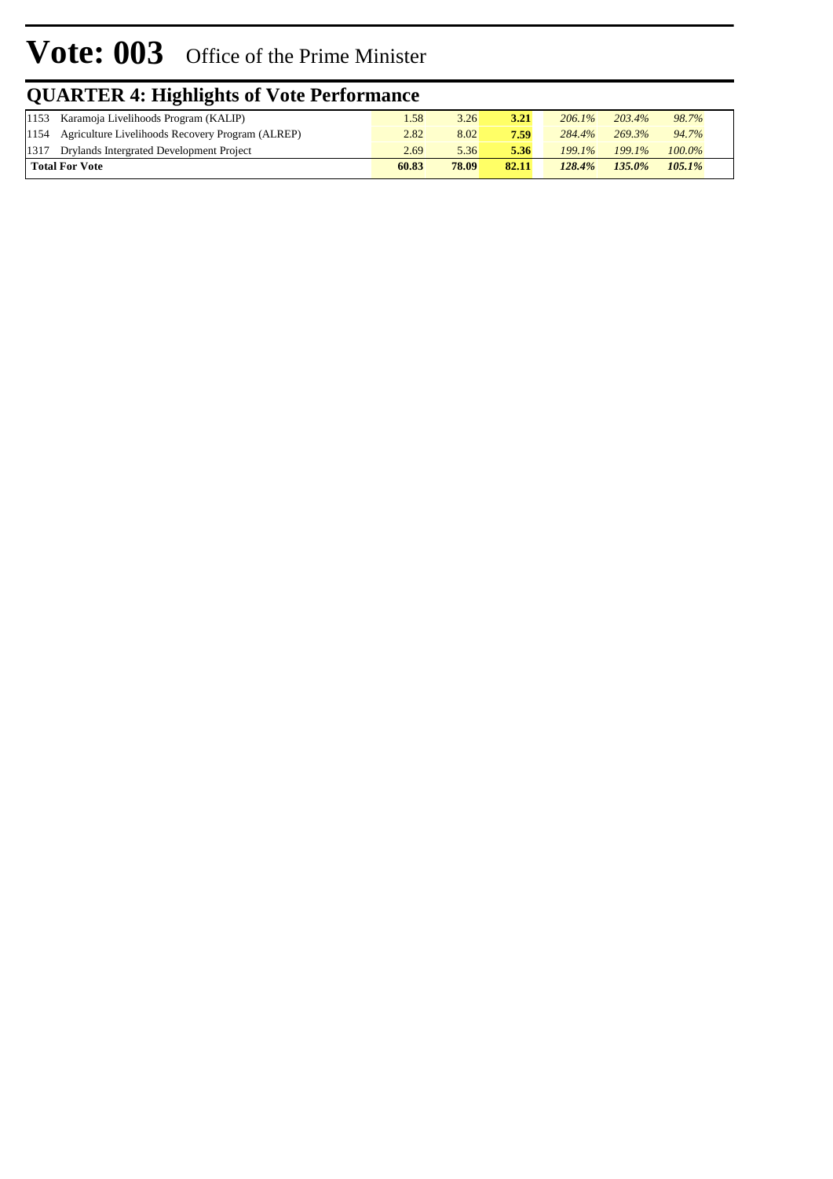# Vote: 003 Office of the Prime Minister

## QUARTER 4: Highlights of Vote Performance

| | | | | | | | |
|---|---|---|---|---|---|---|---|
| 1153 | Karamoja Livelihoods Program (KALIP) | 1.58 | 3.26 | **3.21** | *206.1%* | *203.4%* | *98.7%* |
| 1154 | Agriculture Livelihoods Recovery Program (ALREP) | 2.82 | 8.02 | **7.59** | *284.4%* | *269.3%* | *94.7%* |
| 1317 | Drylands Intergrated Development Project | 2.69 | 5.36 | **5.36** | *199.1%* | *199.1%* | *100.0%* |
| **Total For Vote** | | **60.83** | **78.09** | **82.11** | ***128.4%*** | ***135.0%*** | ***105.1%*** |